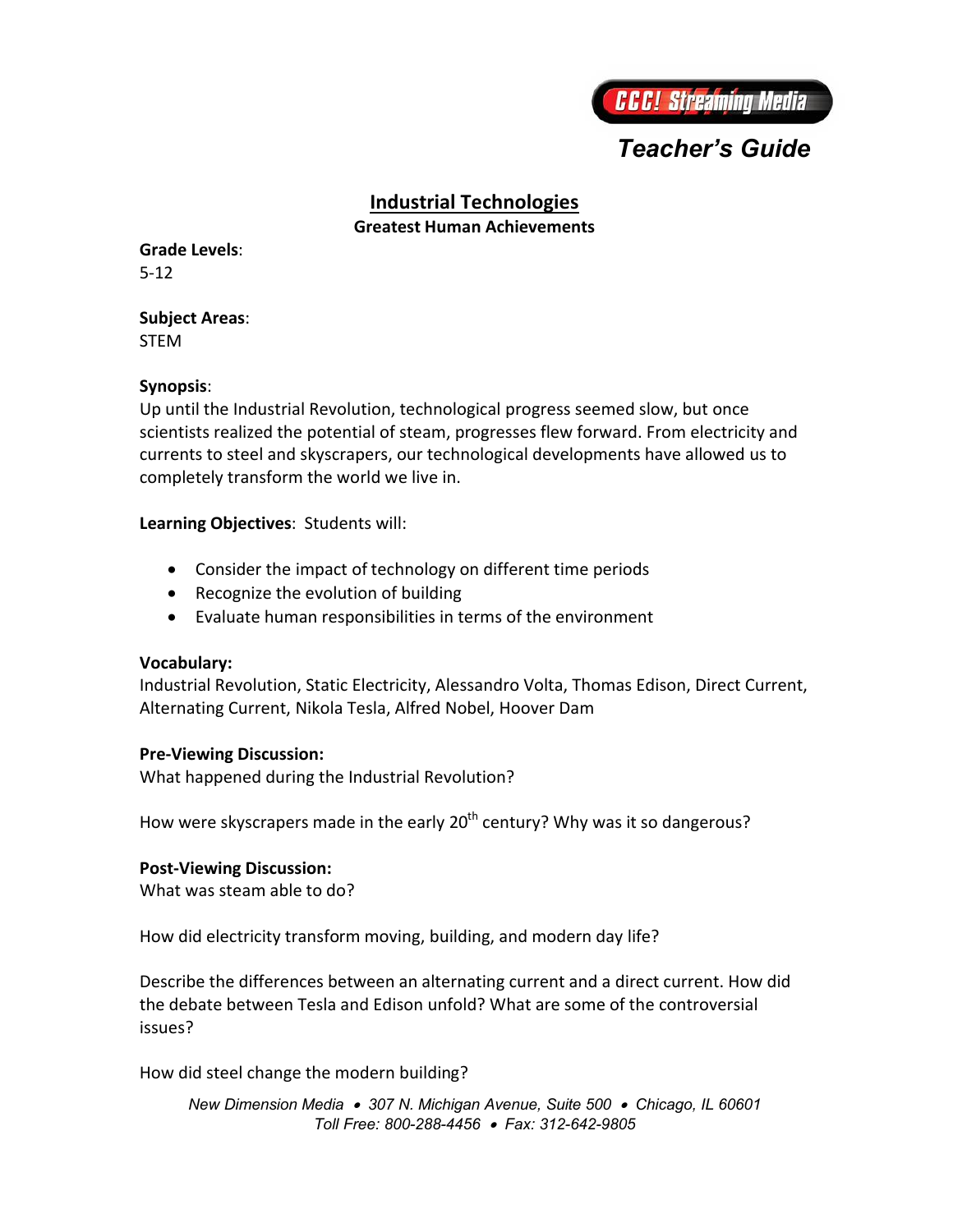CCC! Streaming Media

*Teacher's Guide*

# Industrial Technologies

## Greatest Human Achievements

**Grade Levels**:
5-12

**Subject Areas**:
STEM

**Synopsis**:
Up until the Industrial Revolution, technological progress seemed slow, but once scientists realized the potential of steam, progresses flew forward. From electricity and currents to steel and skyscrapers, our technological developments have allowed us to completely transform the world we live in.

**Learning Objectives**: Students will:

- Consider the impact of technology on different time periods
- Recognize the evolution of building
- Evaluate human responsibilities in terms of the environment

**Vocabulary:**
Industrial Revolution, Static Electricity, Alessandro Volta, Thomas Edison, Direct Current, Alternating Current, Nikola Tesla, Alfred Nobel, Hoover Dam

**Pre-Viewing Discussion:**
What happened during the Industrial Revolution?

How were skyscrapers made in the early 20th century? Why was it so dangerous?

**Post-Viewing Discussion:**
What was steam able to do?

How did electricity transform moving, building, and modern day life?

Describe the differences between an alternating current and a direct current. How did the debate between Tesla and Edison unfold? What are some of the controversial issues?

How did steel change the modern building?

*New Dimension Media • 307 N. Michigan Avenue, Suite 500 • Chicago, IL 60601*
*Toll Free: 800-288-4456 • Fax: 312-642-9805*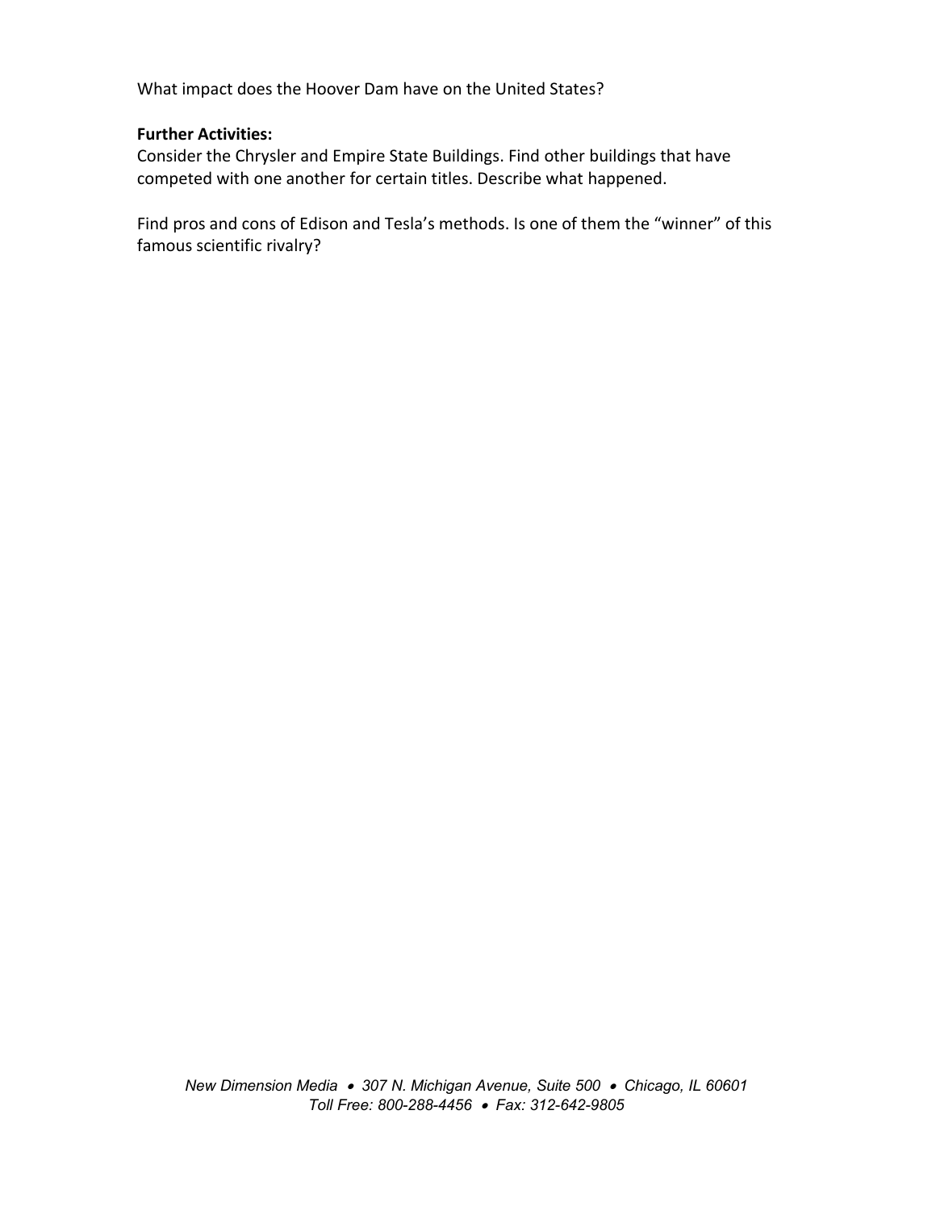What impact does the Hoover Dam have on the United States?

**Further Activities:**

Consider the Chrysler and Empire State Buildings. Find other buildings that have competed with one another for certain titles. Describe what happened.

Find pros and cons of Edison and Tesla's methods. Is one of them the "winner" of this famous scientific rivalry?